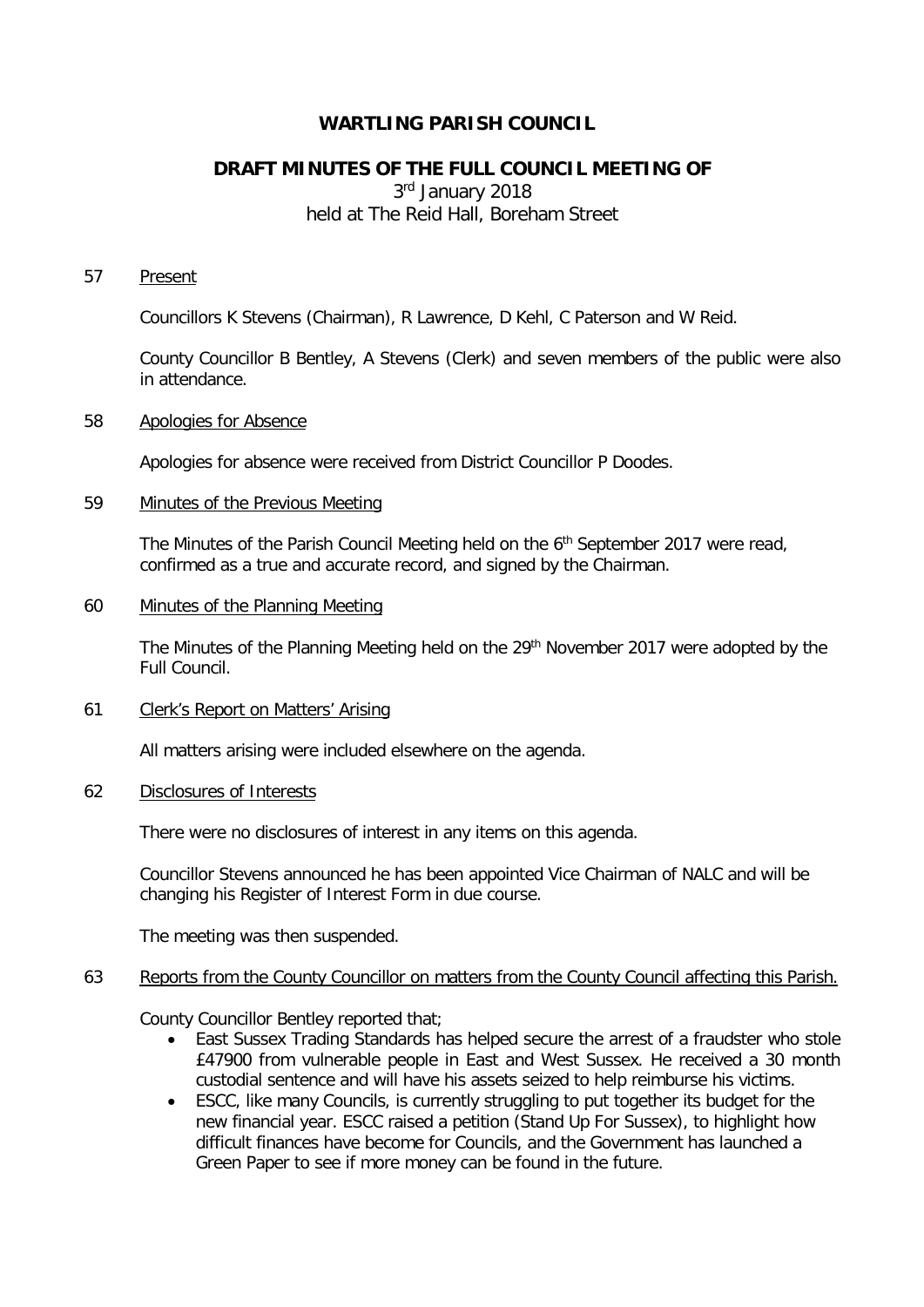# WARTLING PARISH COUNCIL

## DRAFT MINUTES OF THE FULL COUNCIL MEETING OF

3rd January 2018
held at The Reid Hall, Boreham Street

57 Present

Councillors K Stevens (Chairman), R Lawrence, D Kehl, C Paterson and W Reid.

County Councillor B Bentley, A Stevens (Clerk) and seven members of the public were also in attendance.

58 Apologies for Absence

Apologies for absence were received from District Councillor P Doodes.

59 Minutes of the Previous Meeting

The Minutes of the Parish Council Meeting held on the 6th September 2017 were read, confirmed as a true and accurate record, and signed by the Chairman.

60 Minutes of the Planning Meeting

The Minutes of the Planning Meeting held on the 29th November 2017 were adopted by the Full Council.

61 Clerk's Report on Matters' Arising

All matters arising were included elsewhere on the agenda.

62 Disclosures of Interests

There were no disclosures of interest in any items on this agenda.

Councillor Stevens announced he has been appointed Vice Chairman of NALC and will be changing his Register of Interest Form in due course.

The meeting was then suspended.

63 Reports from the County Councillor on matters from the County Council affecting this Parish.

County Councillor Bentley reported that;

- East Sussex Trading Standards has helped secure the arrest of a fraudster who stole £47900 from vulnerable people in East and West Sussex. He received a 30 month custodial sentence and will have his assets seized to help reimburse his victims.
- ESCC, like many Councils, is currently struggling to put together its budget for the new financial year. ESCC raised a petition (Stand Up For Sussex), to highlight how difficult finances have become for Councils, and the Government has launched a Green Paper to see if more money can be found in the future.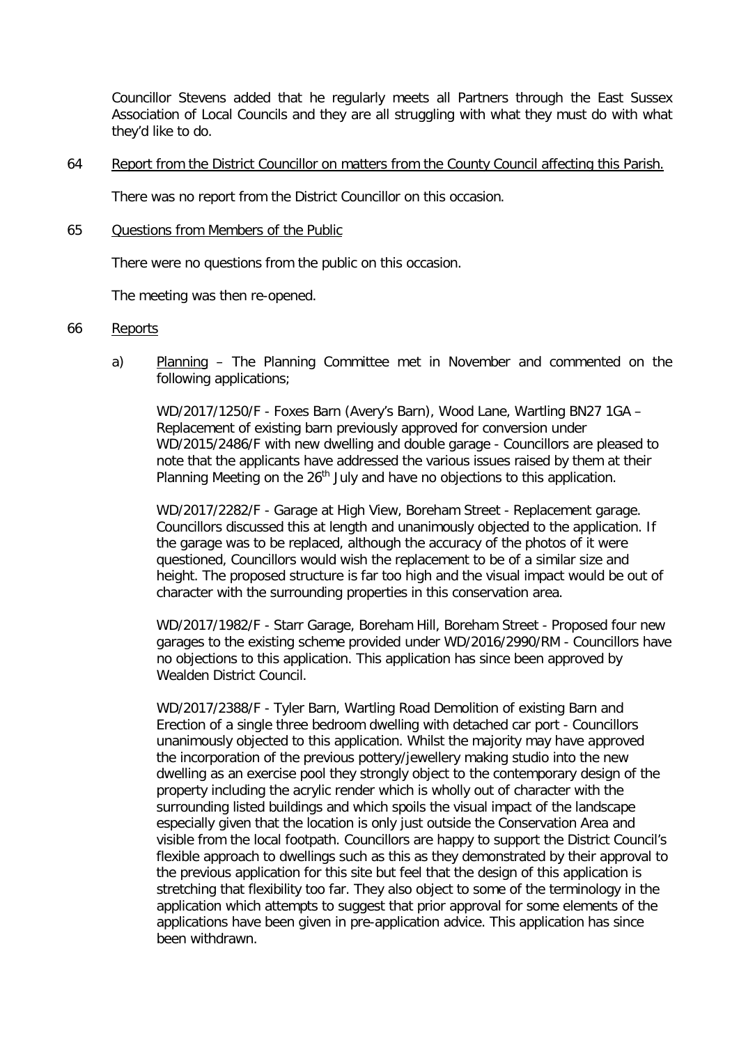Councillor Stevens added that he regularly meets all Partners through the East Sussex Association of Local Councils and they are all struggling with what they must do with what they'd like to do.

64 Report from the District Councillor on matters from the County Council affecting this Parish.

There was no report from the District Councillor on this occasion.

65 Questions from Members of the Public

There were no questions from the public on this occasion.

The meeting was then re-opened.

66 Reports

a) Planning – The Planning Committee met in November and commented on the following applications;

WD/2017/1250/F - Foxes Barn (Avery's Barn), Wood Lane, Wartling BN27 1GA – Replacement of existing barn previously approved for conversion under WD/2015/2486/F with new dwelling and double garage - Councillors are pleased to note that the applicants have addressed the various issues raised by them at their Planning Meeting on the 26th July and have no objections to this application.

WD/2017/2282/F - Garage at High View, Boreham Street - Replacement garage. Councillors discussed this at length and unanimously objected to the application. If the garage was to be replaced, although the accuracy of the photos of it were questioned, Councillors would wish the replacement to be of a similar size and height. The proposed structure is far too high and the visual impact would be out of character with the surrounding properties in this conservation area.

WD/2017/1982/F - Starr Garage, Boreham Hill, Boreham Street - Proposed four new garages to the existing scheme provided under WD/2016/2990/RM - Councillors have no objections to this application. This application has since been approved by Wealden District Council.

WD/2017/2388/F - Tyler Barn, Wartling Road Demolition of existing Barn and Erection of a single three bedroom dwelling with detached car port - Councillors unanimously objected to this application. Whilst the majority may have approved the incorporation of the previous pottery/jewellery making studio into the new dwelling as an exercise pool they strongly object to the contemporary design of the property including the acrylic render which is wholly out of character with the surrounding listed buildings and which spoils the visual impact of the landscape especially given that the location is only just outside the Conservation Area and visible from the local footpath. Councillors are happy to support the District Council's flexible approach to dwellings such as this as they demonstrated by their approval to the previous application for this site but feel that the design of this application is stretching that flexibility too far. They also object to some of the terminology in the application which attempts to suggest that prior approval for some elements of the applications have been given in pre-application advice. This application has since been withdrawn.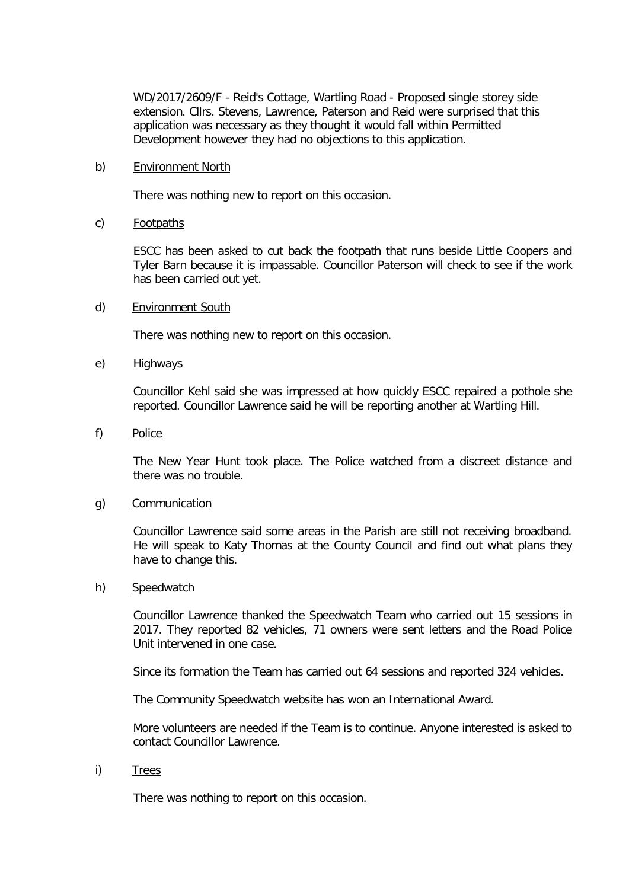WD/2017/2609/F - Reid's Cottage, Wartling Road - Proposed single storey side extension. Cllrs. Stevens, Lawrence, Paterson and Reid were surprised that this application was necessary as they thought it would fall within Permitted Development however they had no objections to this application.

b) Environment North

There was nothing new to report on this occasion.

c) Footpaths

ESCC has been asked to cut back the footpath that runs beside Little Coopers and Tyler Barn because it is impassable. Councillor Paterson will check to see if the work has been carried out yet.

d) Environment South

There was nothing new to report on this occasion.

e) Highways

Councillor Kehl said she was impressed at how quickly ESCC repaired a pothole she reported. Councillor Lawrence said he will be reporting another at Wartling Hill.

f) Police

The New Year Hunt took place. The Police watched from a discreet distance and there was no trouble.

g) Communication

Councillor Lawrence said some areas in the Parish are still not receiving broadband. He will speak to Katy Thomas at the County Council and find out what plans they have to change this.

h) Speedwatch

Councillor Lawrence thanked the Speedwatch Team who carried out 15 sessions in 2017. They reported 82 vehicles, 71 owners were sent letters and the Road Police Unit intervened in one case.

Since its formation the Team has carried out 64 sessions and reported 324 vehicles.

The Community Speedwatch website has won an International Award.

More volunteers are needed if the Team is to continue. Anyone interested is asked to contact Councillor Lawrence.

i) Trees

There was nothing to report on this occasion.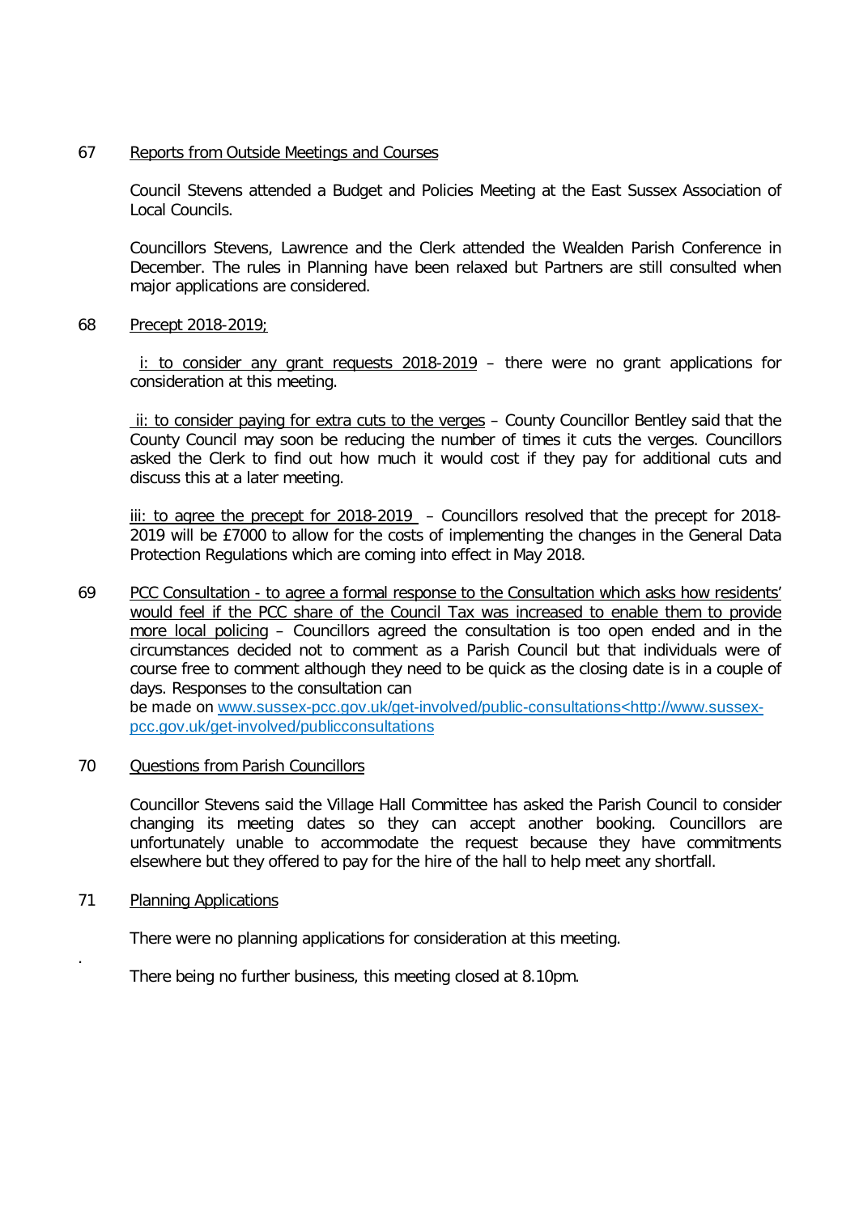67 Reports from Outside Meetings and Courses

Council Stevens attended a Budget and Policies Meeting at the East Sussex Association of Local Councils.

Councillors Stevens, Lawrence and the Clerk attended the Wealden Parish Conference in December. The rules in Planning have been relaxed but Partners are still consulted when major applications are considered.

68 Precept 2018-2019;

i: to consider any grant requests 2018-2019 – there were no grant applications for consideration at this meeting.

ii: to consider paying for extra cuts to the verges – County Councillor Bentley said that the County Council may soon be reducing the number of times it cuts the verges. Councillors asked the Clerk to find out how much it would cost if they pay for additional cuts and discuss this at a later meeting.

iii: to agree the precept for 2018-2019 – Councillors resolved that the precept for 2018-2019 will be £7000 to allow for the costs of implementing the changes in the General Data Protection Regulations which are coming into effect in May 2018.

69 PCC Consultation - to agree a formal response to the Consultation which asks how residents' would feel if the PCC share of the Council Tax was increased to enable them to provide more local policing – Councillors agreed the consultation is too open ended and in the circumstances decided not to comment as a Parish Council but that individuals were of course free to comment although they need to be quick as the closing date is in a couple of days. Responses to the consultation can be made on www.sussex-pcc.gov.uk/get-involved/public-consultations<http://www.sussex-pcc.gov.uk/get-involved/publicconsultations

70 Questions from Parish Councillors

Councillor Stevens said the Village Hall Committee has asked the Parish Council to consider changing its meeting dates so they can accept another booking. Councillors are unfortunately unable to accommodate the request because they have commitments elsewhere but they offered to pay for the hire of the hall to help meet any shortfall.

71 Planning Applications

There were no planning applications for consideration at this meeting.

There being no further business, this meeting closed at 8.10pm.